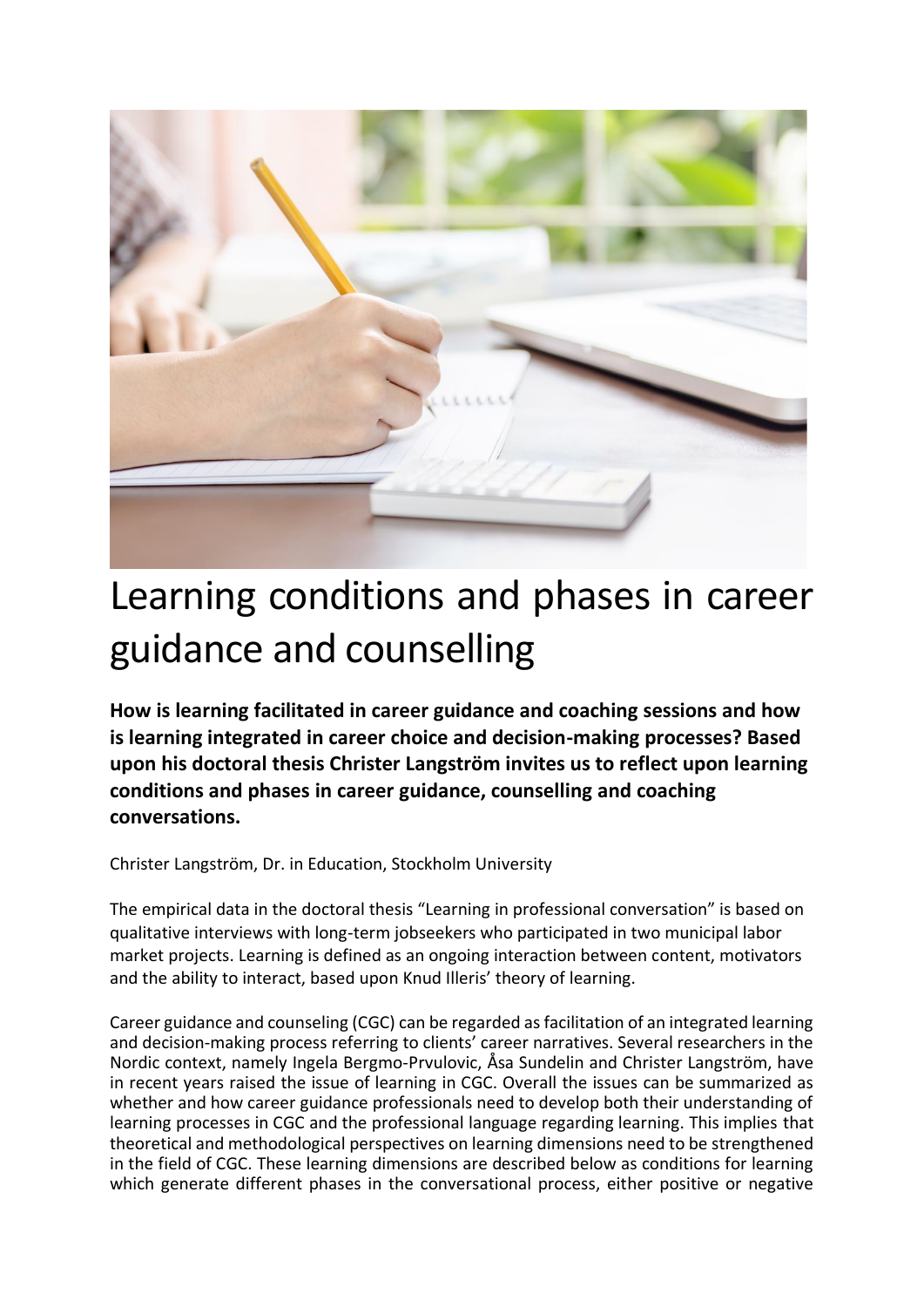# Learning conditions and phases in career guidance and counselling

**How is learning facilitated in career guidance and coaching sessions and how is learning integrated in career choice and decision-making processes? Based upon his doctoral thesis Christer Langström invites us to reflect upon learning conditions and phases in career guidance, counselling and coaching conversations.**

Christer Langström, Dr. in Education, Stockholm University

The empirical data in the doctoral thesis "Learning in professional conversation" is based on qualitative interviews with long-term jobseekers who participated in two municipal labor market projects. Learning is defined as an ongoing interaction between content, motivators and the ability to interact, based upon Knud Illeris' theory of learning.

Career guidance and counseling (CGC) can be regarded as facilitation of an integrated learning and decision-making process referring to clients' career narratives. Several researchers in the Nordic context, namely Ingela Bergmo-Prvulovic, Åsa Sundelin and Christer Langström, have in recent years raised the issue of learning in CGC. Overall the issues can be summarized as whether and how career guidance professionals need to develop both their understanding of learning processes in CGC and the professional language regarding learning. This implies that theoretical and methodological perspectives on learning dimensions need to be strengthened in the field of CGC. These learning dimensions are described below as conditions for learning which generate different phases in the conversational process, either positive or negative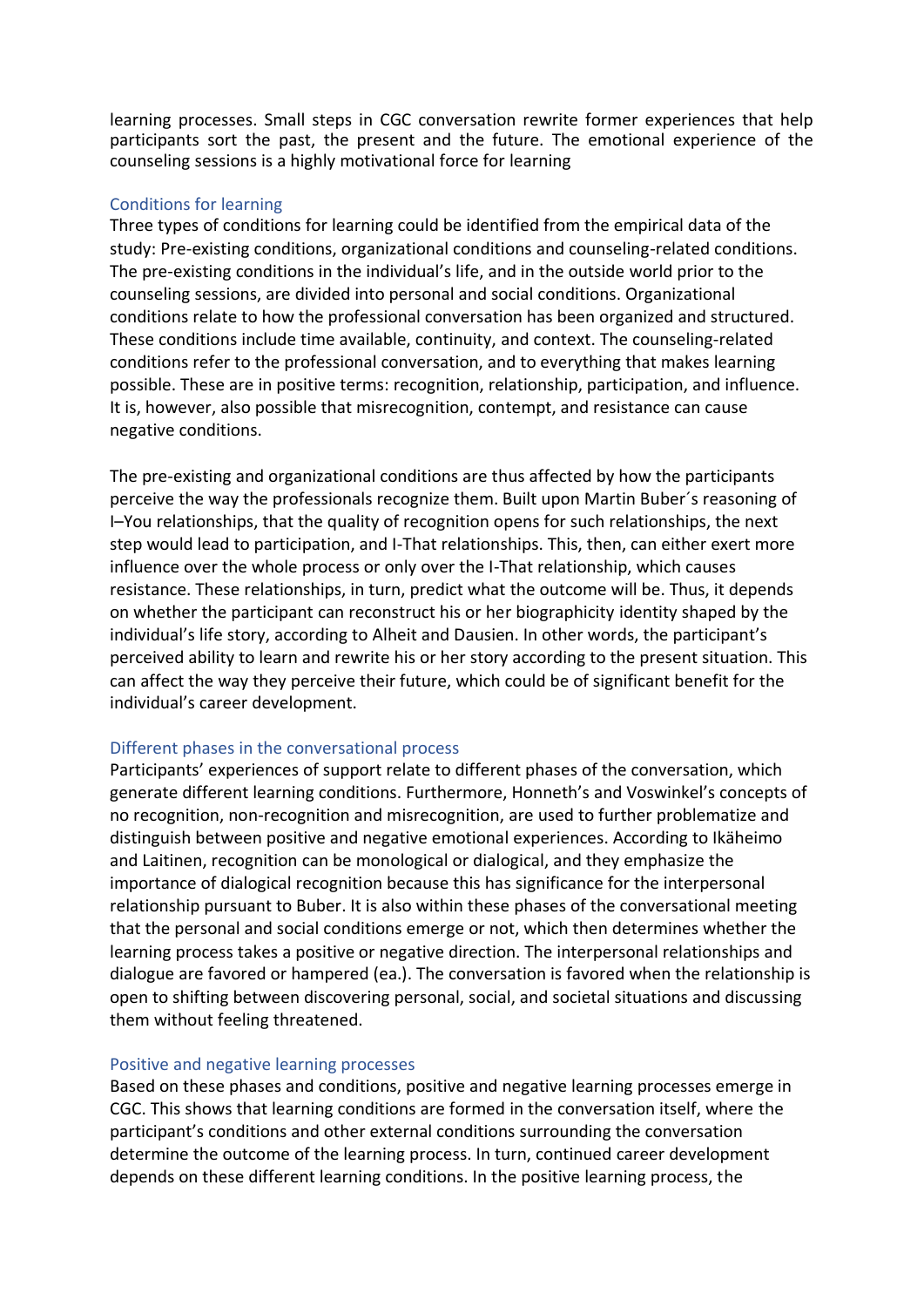learning processes. Small steps in CGC conversation rewrite former experiences that help participants sort the past, the present and the future. The emotional experience of the counseling sessions is a highly motivational force for learning

### Conditions for learning

Three types of conditions for learning could be identified from the empirical data of the study: Pre-existing conditions, organizational conditions and counseling-related conditions. The pre-existing conditions in the individual's life, and in the outside world prior to the counseling sessions, are divided into personal and social conditions. Organizational conditions relate to how the professional conversation has been organized and structured. These conditions include time available, continuity, and context. The counseling-related conditions refer to the professional conversation, and to everything that makes learning possible. These are in positive terms: recognition, relationship, participation, and influence. It is, however, also possible that misrecognition, contempt, and resistance can cause negative conditions.

The pre-existing and organizational conditions are thus affected by how the participants perceive the way the professionals recognize them. Built upon Martin Buber´s reasoning of I–You relationships, that the quality of recognition opens for such relationships, the next step would lead to participation, and I-That relationships. This, then, can either exert more influence over the whole process or only over the I-That relationship, which causes resistance. These relationships, in turn, predict what the outcome will be. Thus, it depends on whether the participant can reconstruct his or her biographicity identity shaped by the individual's life story, according to Alheit and Dausien. In other words, the participant's perceived ability to learn and rewrite his or her story according to the present situation. This can affect the way they perceive their future, which could be of significant benefit for the individual's career development.

### Different phases in the conversational process

Participants' experiences of support relate to different phases of the conversation, which generate different learning conditions. Furthermore, Honneth's and Voswinkel's concepts of no recognition, non-recognition and misrecognition, are used to further problematize and distinguish between positive and negative emotional experiences. According to Ikäheimo and Laitinen, recognition can be monological or dialogical, and they emphasize the importance of dialogical recognition because this has significance for the interpersonal relationship pursuant to Buber. It is also within these phases of the conversational meeting that the personal and social conditions emerge or not, which then determines whether the learning process takes a positive or negative direction. The interpersonal relationships and dialogue are favored or hampered (ea.). The conversation is favored when the relationship is open to shifting between discovering personal, social, and societal situations and discussing them without feeling threatened.

### Positive and negative learning processes

Based on these phases and conditions, positive and negative learning processes emerge in CGC. This shows that learning conditions are formed in the conversation itself, where the participant's conditions and other external conditions surrounding the conversation determine the outcome of the learning process. In turn, continued career development depends on these different learning conditions. In the positive learning process, the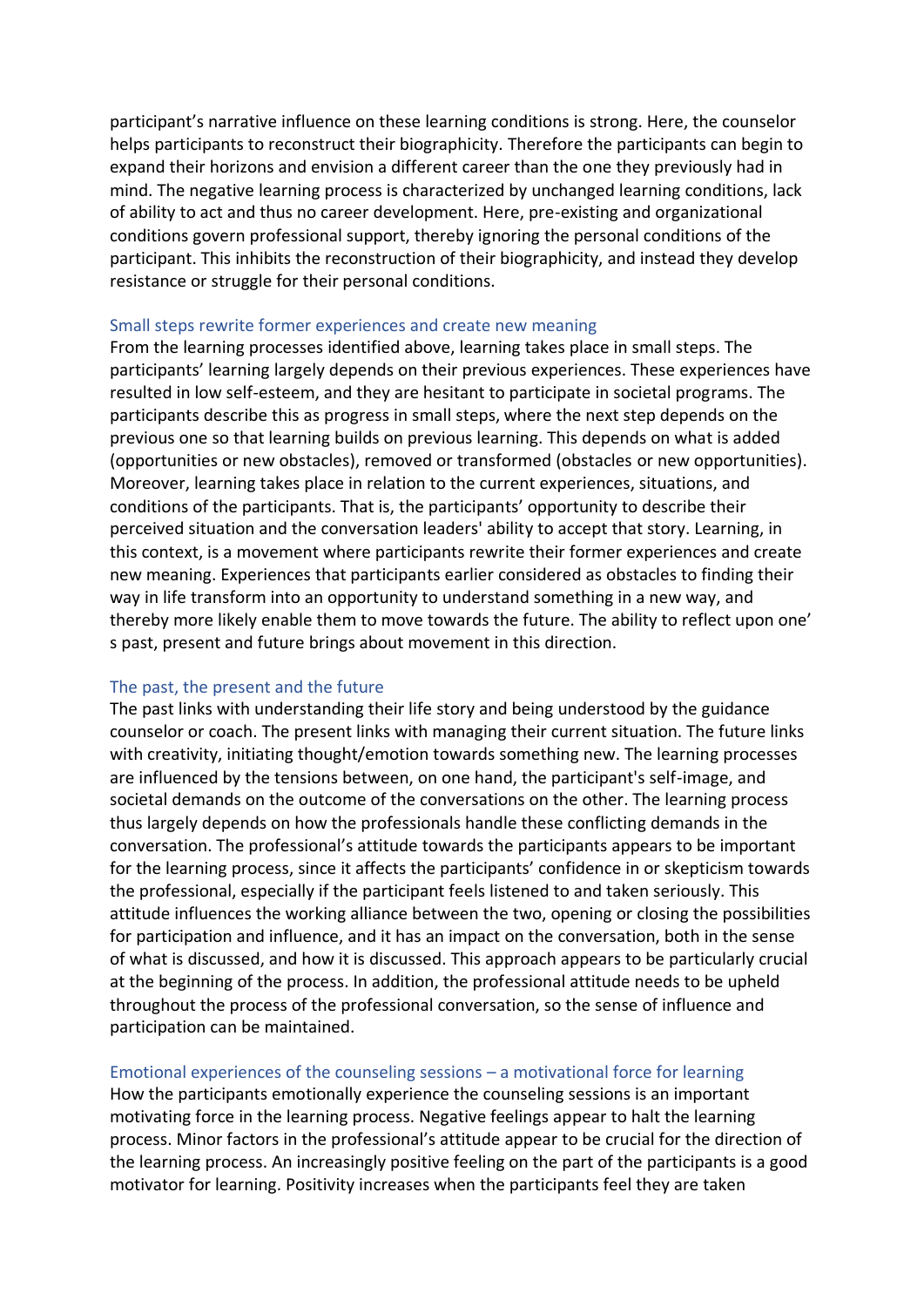participant's narrative influence on these learning conditions is strong. Here, the counselor helps participants to reconstruct their biographicity. Therefore the participants can begin to expand their horizons and envision a different career than the one they previously had in mind. The negative learning process is characterized by unchanged learning conditions, lack of ability to act and thus no career development. Here, pre-existing and organizational conditions govern professional support, thereby ignoring the personal conditions of the participant. This inhibits the reconstruction of their biographicity, and instead they develop resistance or struggle for their personal conditions.

### Small steps rewrite former experiences and create new meaning

From the learning processes identified above, learning takes place in small steps. The participants' learning largely depends on their previous experiences. These experiences have resulted in low self-esteem, and they are hesitant to participate in societal programs. The participants describe this as progress in small steps, where the next step depends on the previous one so that learning builds on previous learning. This depends on what is added (opportunities or new obstacles), removed or transformed (obstacles or new opportunities). Moreover, learning takes place in relation to the current experiences, situations, and conditions of the participants. That is, the participants' opportunity to describe their perceived situation and the conversation leaders' ability to accept that story. Learning, in this context, is a movement where participants rewrite their former experiences and create new meaning. Experiences that participants earlier considered as obstacles to finding their way in life transform into an opportunity to understand something in a new way, and thereby more likely enable them to move towards the future. The ability to reflect upon one' s past, present and future brings about movement in this direction.

### The past, the present and the future

The past links with understanding their life story and being understood by the guidance counselor or coach. The present links with managing their current situation. The future links with creativity, initiating thought/emotion towards something new. The learning processes are influenced by the tensions between, on one hand, the participant's self-image, and societal demands on the outcome of the conversations on the other. The learning process thus largely depends on how the professionals handle these conflicting demands in the conversation. The professional's attitude towards the participants appears to be important for the learning process, since it affects the participants' confidence in or skepticism towards the professional, especially if the participant feels listened to and taken seriously. This attitude influences the working alliance between the two, opening or closing the possibilities for participation and influence, and it has an impact on the conversation, both in the sense of what is discussed, and how it is discussed. This approach appears to be particularly crucial at the beginning of the process. In addition, the professional attitude needs to be upheld throughout the process of the professional conversation, so the sense of influence and participation can be maintained.

### Emotional experiences of the counseling sessions – a motivational force for learning

How the participants emotionally experience the counseling sessions is an important motivating force in the learning process. Negative feelings appear to halt the learning process. Minor factors in the professional's attitude appear to be crucial for the direction of the learning process. An increasingly positive feeling on the part of the participants is a good motivator for learning. Positivity increases when the participants feel they are taken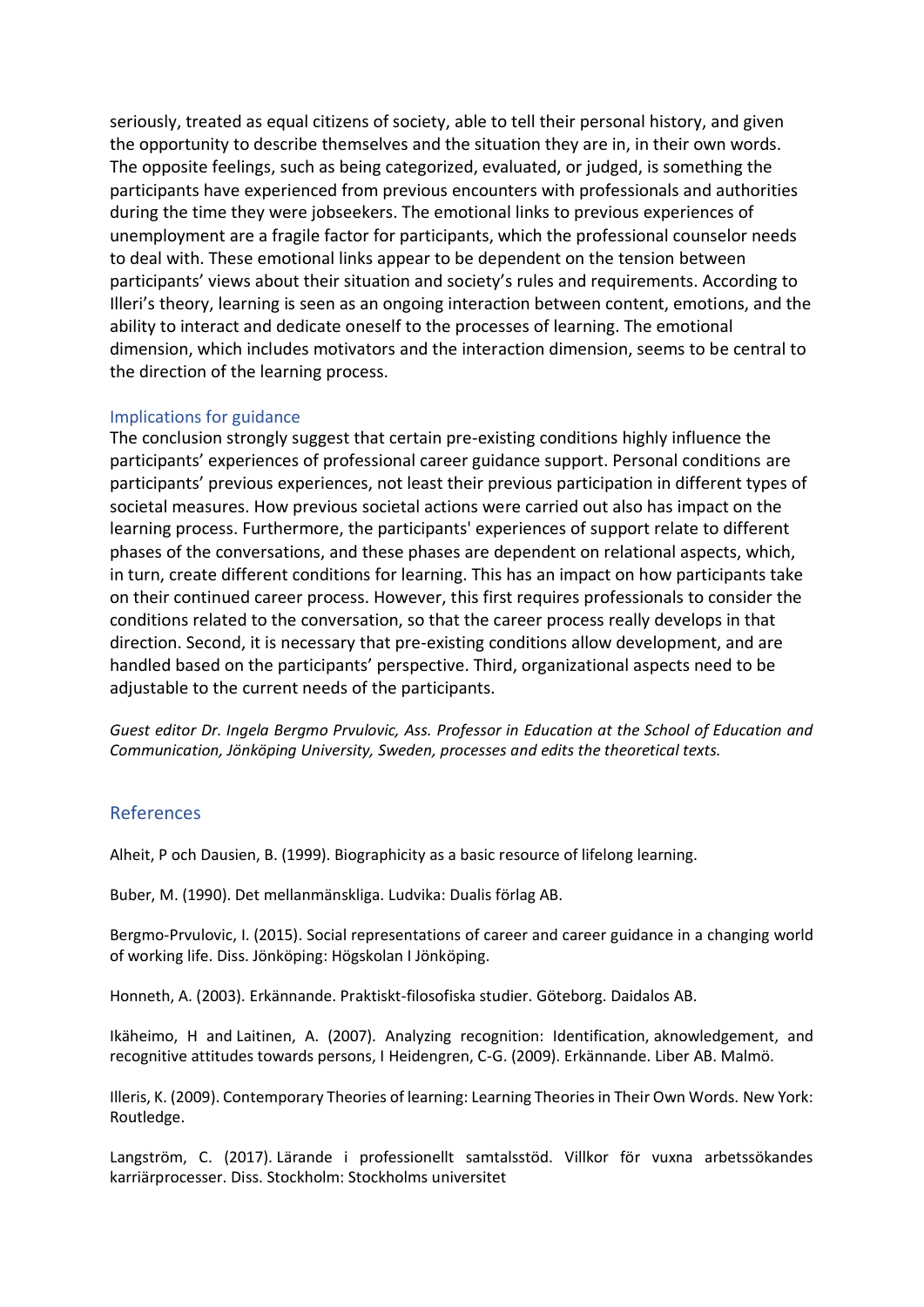seriously, treated as equal citizens of society, able to tell their personal history, and given the opportunity to describe themselves and the situation they are in, in their own words. The opposite feelings, such as being categorized, evaluated, or judged, is something the participants have experienced from previous encounters with professionals and authorities during the time they were jobseekers. The emotional links to previous experiences of unemployment are a fragile factor for participants, which the professional counselor needs to deal with. These emotional links appear to be dependent on the tension between participants' views about their situation and society's rules and requirements. According to Illeri's theory, learning is seen as an ongoing interaction between content, emotions, and the ability to interact and dedicate oneself to the processes of learning. The emotional dimension, which includes motivators and the interaction dimension, seems to be central to the direction of the learning process.

### Implications for guidance

The conclusion strongly suggest that certain pre-existing conditions highly influence the participants' experiences of professional career guidance support. Personal conditions are participants' previous experiences, not least their previous participation in different types of societal measures. How previous societal actions were carried out also has impact on the learning process. Furthermore, the participants' experiences of support relate to different phases of the conversations, and these phases are dependent on relational aspects, which, in turn, create different conditions for learning. This has an impact on how participants take on their continued career process. However, this first requires professionals to consider the conditions related to the conversation, so that the career process really develops in that direction. Second, it is necessary that pre-existing conditions allow development, and are handled based on the participants' perspective. Third, organizational aspects need to be adjustable to the current needs of the participants.

*Guest editor Dr. Ingela Bergmo Prvulovic, Ass. Professor in Education at the School of Education and Communication, Jönköping University, Sweden, processes and edits the theoretical texts.*

## References

Alheit, P och Dausien, B. (1999). Biographicity as a basic resource of lifelong learning.

Buber, M. (1990). Det mellanmänskliga. Ludvika: Dualis förlag AB.

Bergmo-Prvulovic, I. (2015). Social representations of career and career guidance in a changing world of working life. Diss. Jönköping: Högskolan I Jönköping.

Honneth, A. (2003). Erkännande. Praktiskt-filosofiska studier. Göteborg. Daidalos AB.

Ikäheimo, H and Laitinen, A. (2007). Analyzing recognition: Identification, aknowledgement, and recognitive attitudes towards persons, I Heidengren, C-G. (2009). Erkännande. Liber AB. Malmö.

Illeris, K. (2009). Contemporary Theories of learning: Learning Theories in Their Own Words. New York: Routledge.

Langström, C. (2017). Lärande i professionellt samtalsstöd. Villkor för vuxna arbetssökandes karriärprocesser. Diss. Stockholm: Stockholms universitet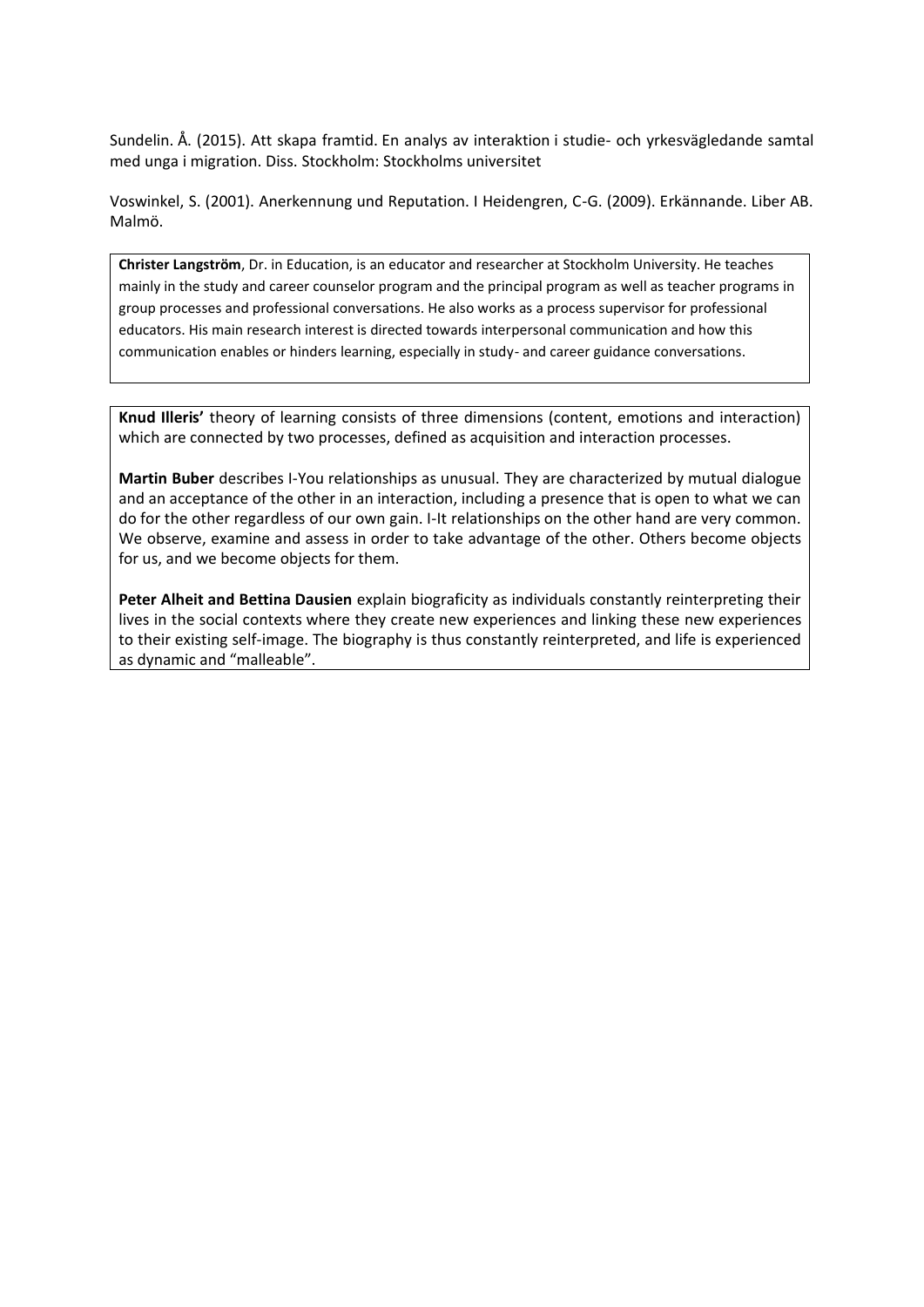Sundelin. Å. (2015). Att skapa framtid. En analys av interaktion i studie- och yrkesvägledande samtal med unga i migration. Diss. Stockholm: Stockholms universitet

Voswinkel, S. (2001). Anerkennung und Reputation. I Heidengren, C-G. (2009). Erkännande. Liber AB. Malmö.

**Christer Langström**, Dr. in Education, is an educator and researcher at Stockholm University. He teaches mainly in the study and career counselor program and the principal program as well as teacher programs in group processes and professional conversations. He also works as a process supervisor for professional educators. His main research interest is directed towards interpersonal communication and how this communication enables or hinders learning, especially in study- and career guidance conversations.

**Knud Illeris'** theory of learning consists of three dimensions (content, emotions and interaction) which are connected by two processes, defined as acquisition and interaction processes.

**Martin Buber** describes I-You relationships as unusual. They are characterized by mutual dialogue and an acceptance of the other in an interaction, including a presence that is open to what we can do for the other regardless of our own gain. I-It relationships on the other hand are very common. We observe, examine and assess in order to take advantage of the other. Others become objects for us, and we become objects for them.

**Peter Alheit and Bettina Dausien** explain biograficity as individuals constantly reinterpreting their lives in the social contexts where they create new experiences and linking these new experiences to their existing self-image. The biography is thus constantly reinterpreted, and life is experienced as dynamic and "malleable".